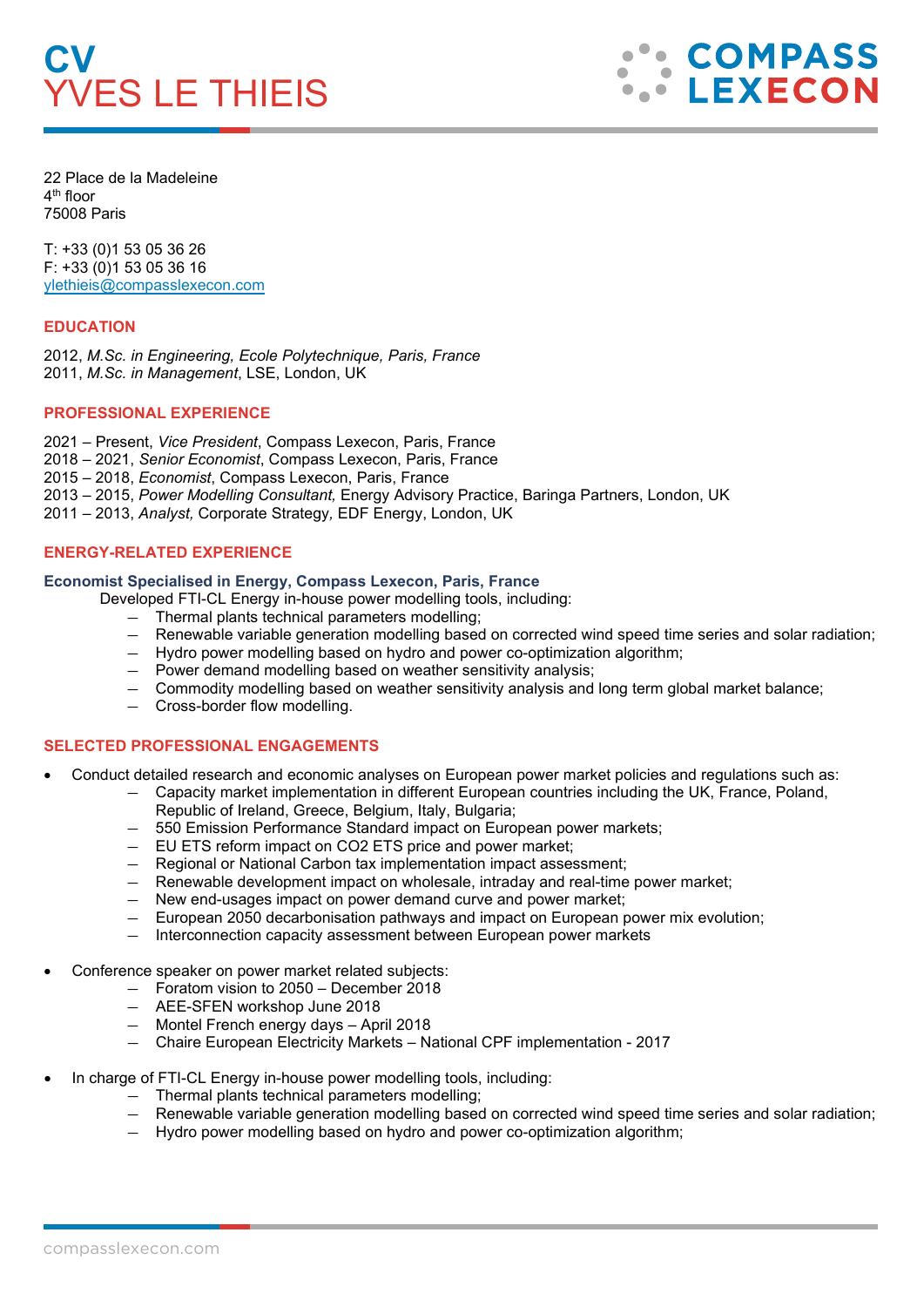# CV
# YVES LE THIEIS

COMPASS LEXECON

22 Place de la Madeleine
4th floor
75008 Paris

T: +33 (0)1 53 05 36 26
F: +33 (0)1 53 05 36 16
[ylethieis@compasslexecon.com](mailto:ylethieis@compasslexecon.com)

## EDUCATION

2012, *M.Sc. in Engineering, Ecole Polytechnique, Paris, France*
2011, *M.Sc. in Management*, LSE, London, UK

## PROFESSIONAL EXPERIENCE

2021 – Present, *Vice President*, Compass Lexecon, Paris, France
2018 – 2021, *Senior Economist*, Compass Lexecon, Paris, France
2015 – 2018, *Economist*, Compass Lexecon, Paris, France
2013 – 2015, *Power Modelling Consultant,* Energy Advisory Practice, Baringa Partners, London, UK
2011 – 2013, *Analyst,* Corporate Strategy*,* EDF Energy, London, UK

## ENERGY-RELATED EXPERIENCE

### Economist Specialised in Energy, Compass Lexecon, Paris, France

Developed FTI-CL Energy in-house power modelling tools, including:

- Thermal plants technical parameters modelling;
- Renewable variable generation modelling based on corrected wind speed time series and solar radiation;
- Hydro power modelling based on hydro and power co-optimization algorithm;
- Power demand modelling based on weather sensitivity analysis;
- Commodity modelling based on weather sensitivity analysis and long term global market balance;
- Cross-border flow modelling.

## SELECTED PROFESSIONAL ENGAGEMENTS

- Conduct detailed research and economic analyses on European power market policies and regulations such as:
  - Capacity market implementation in different European countries including the UK, France, Poland, Republic of Ireland, Greece, Belgium, Italy, Bulgaria;
  - 550 Emission Performance Standard impact on European power markets;
  - EU ETS reform impact on CO2 ETS price and power market;
  - Regional or National Carbon tax implementation impact assessment;
  - Renewable development impact on wholesale, intraday and real-time power market;
  - New end-usages impact on power demand curve and power market;
  - European 2050 decarbonisation pathways and impact on European power mix evolution;
  - Interconnection capacity assessment between European power markets

- Conference speaker on power market related subjects:
  - Foratom vision to 2050 – December 2018
  - AEE-SFEN workshop June 2018
  - Montel French energy days – April 2018
  - Chaire European Electricity Markets – National CPF implementation - 2017

- In charge of FTI-CL Energy in-house power modelling tools, including:
  - Thermal plants technical parameters modelling;
  - Renewable variable generation modelling based on corrected wind speed time series and solar radiation;
  - Hydro power modelling based on hydro and power co-optimization algorithm;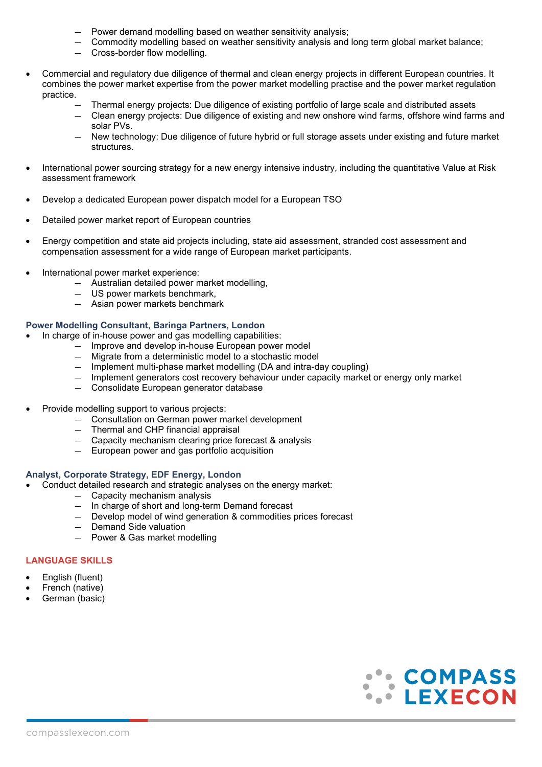- Power demand modelling based on weather sensitivity analysis;
  - Commodity modelling based on weather sensitivity analysis and long term global market balance;
  - Cross-border flow modelling.

- Commercial and regulatory due diligence of thermal and clean energy projects in different European countries. It combines the power market expertise from the power market modelling practise and the power market regulation practice.
  - Thermal energy projects: Due diligence of existing portfolio of large scale and distributed assets
  - Clean energy projects: Due diligence of existing and new onshore wind farms, offshore wind farms and solar PVs.
  - New technology: Due diligence of future hybrid or full storage assets under existing and future market structures.

- International power sourcing strategy for a new energy intensive industry, including the quantitative Value at Risk assessment framework

- Develop a dedicated European power dispatch model for a European TSO

- Detailed power market report of European countries

- Energy competition and state aid projects including, state aid assessment, stranded cost assessment and compensation assessment for a wide range of European market participants.

- International power market experience:
  - Australian detailed power market modelling,
  - US power markets benchmark,
  - Asian power markets benchmark

**Power Modelling Consultant, Baringa Partners, London**

- In charge of in-house power and gas modelling capabilities:
  - Improve and develop in-house European power model
  - Migrate from a deterministic model to a stochastic model
  - Implement multi-phase market modelling (DA and intra-day coupling)
  - Implement generators cost recovery behaviour under capacity market or energy only market
  - Consolidate European generator database

- Provide modelling support to various projects:
  - Consultation on German power market development
  - Thermal and CHP financial appraisal
  - Capacity mechanism clearing price forecast & analysis
  - European power and gas portfolio acquisition

**Analyst, Corporate Strategy, EDF Energy, London**

- Conduct detailed research and strategic analyses on the energy market:
  - Capacity mechanism analysis
  - In charge of short and long-term Demand forecast
  - Develop model of wind generation & commodities prices forecast
  - Demand Side valuation
  - Power & Gas market modelling

## LANGUAGE SKILLS

- English (fluent)
- French (native)
- German (basic)